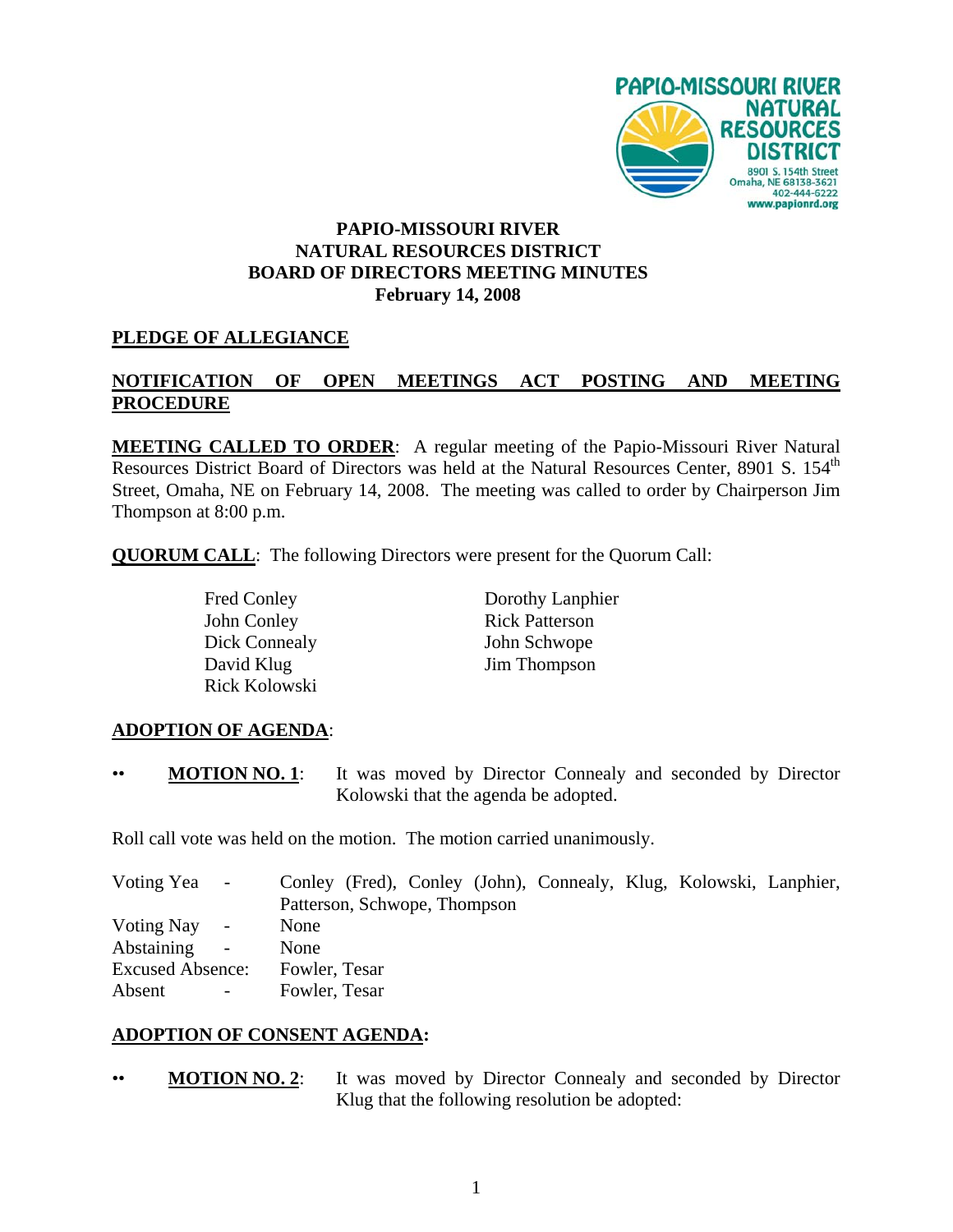PAPIO-MISSOURI RIVER NATURAL RESOURCES DISTRICT
8901 S. 154th Street
Omaha, NE 68138-3621
402-444-6222
www.papionrd.org

# PAPIO-MISSOURI RIVER NATURAL RESOURCES DISTRICT BOARD OF DIRECTORS MEETING MINUTES
## February 14, 2008

**PLEDGE OF ALLEGIANCE**

**NOTIFICATION OF OPEN MEETINGS ACT POSTING AND MEETING PROCEDURE**

**MEETING CALLED TO ORDER**: A regular meeting of the Papio-Missouri River Natural Resources District Board of Directors was held at the Natural Resources Center, 8901 S. 154th Street, Omaha, NE on February 14, 2008. The meeting was called to order by Chairperson Jim Thompson at 8:00 p.m.

**QUORUM CALL**: The following Directors were present for the Quorum Call:

| | |
|---|---|
| Fred Conley | Dorothy Lanphier |
| John Conley | Rick Patterson |
| Dick Connealy | John Schwope |
| David Klug | Jim Thompson |
| Rick Kolowski | |

**ADOPTION OF AGENDA**:

•• **MOTION NO. 1**: It was moved by Director Connealy and seconded by Director Kolowski that the agenda be adopted.

Roll call vote was held on the motion. The motion carried unanimously.

| | |
|---|---|
| Voting Yea - | Conley (Fred), Conley (John), Connealy, Klug, Kolowski, Lanphier, Patterson, Schwope, Thompson |
| Voting Nay - | None |
| Abstaining - | None |
| Excused Absence: | Fowler, Tesar |
| Absent - | Fowler, Tesar |

**ADOPTION OF CONSENT AGENDA:**

•• **MOTION NO. 2**: It was moved by Director Connealy and seconded by Director Klug that the following resolution be adopted: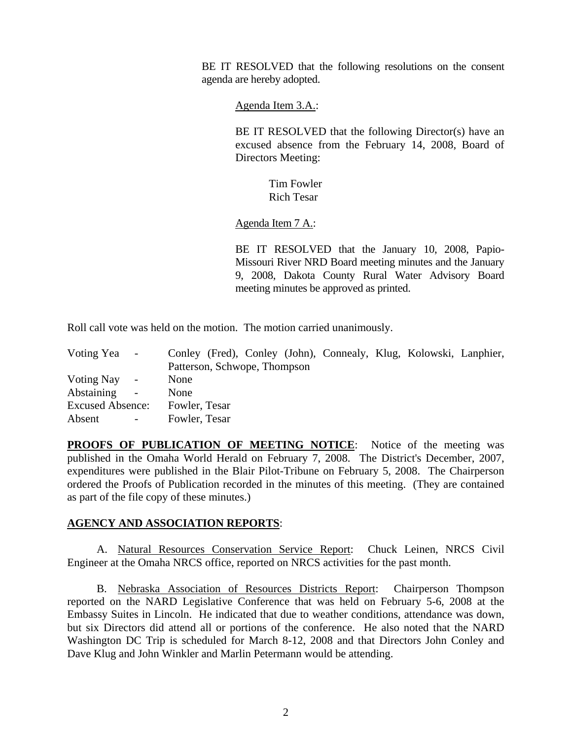BE IT RESOLVED that the following resolutions on the consent agenda are hereby adopted.

Agenda Item 3.A.:

BE IT RESOLVED that the following Director(s) have an excused absence from the February 14, 2008, Board of Directors Meeting:

Tim Fowler
Rich Tesar

Agenda Item 7 A.:

BE IT RESOLVED that the January 10, 2008, Papio-Missouri River NRD Board meeting minutes and the January 9, 2008, Dakota County Rural Water Advisory Board meeting minutes be approved as printed.

Roll call vote was held on the motion. The motion carried unanimously.

| | |
|---|---|
| Voting Yea - | Conley (Fred), Conley (John), Connealy, Klug, Kolowski, Lanphier, Patterson, Schwope, Thompson |
| Voting Nay - | None |
| Abstaining - | None |
| Excused Absence: | Fowler, Tesar |
| Absent - | Fowler, Tesar |

**PROOFS OF PUBLICATION OF MEETING NOTICE**: Notice of the meeting was published in the Omaha World Herald on February 7, 2008. The District's December, 2007, expenditures were published in the Blair Pilot-Tribune on February 5, 2008. The Chairperson ordered the Proofs of Publication recorded in the minutes of this meeting. (They are contained as part of the file copy of these minutes.)

**AGENCY AND ASSOCIATION REPORTS**:

A. Natural Resources Conservation Service Report: Chuck Leinen, NRCS Civil Engineer at the Omaha NRCS office, reported on NRCS activities for the past month.

B. Nebraska Association of Resources Districts Report: Chairperson Thompson reported on the NARD Legislative Conference that was held on February 5-6, 2008 at the Embassy Suites in Lincoln. He indicated that due to weather conditions, attendance was down, but six Directors did attend all or portions of the conference. He also noted that the NARD Washington DC Trip is scheduled for March 8-12, 2008 and that Directors John Conley and Dave Klug and John Winkler and Marlin Petermann would be attending.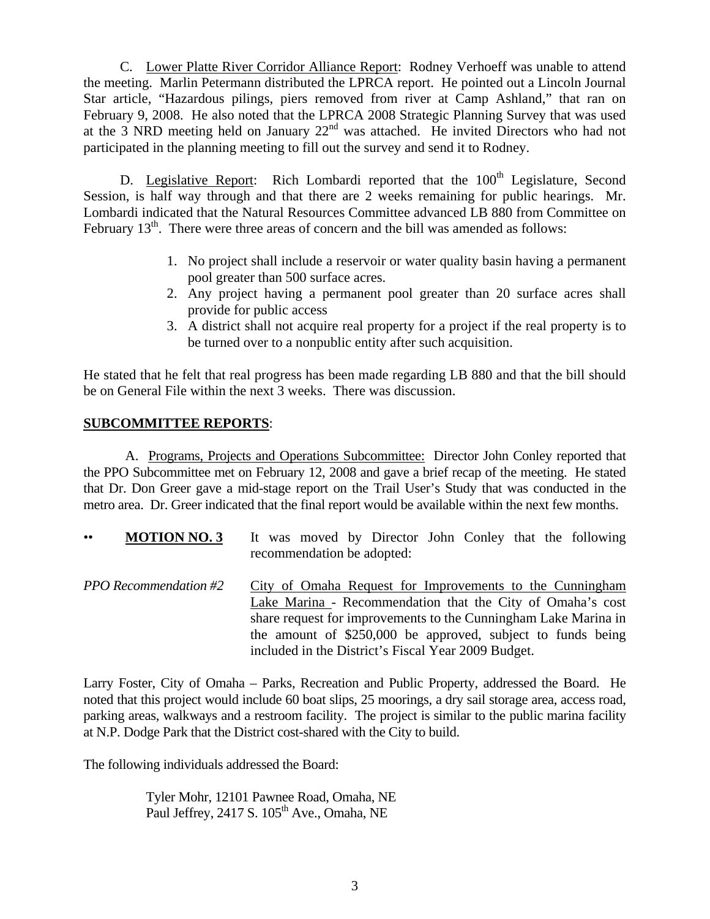C. Lower Platte River Corridor Alliance Report: Rodney Verhoeff was unable to attend the meeting. Marlin Petermann distributed the LPRCA report. He pointed out a Lincoln Journal Star article, "Hazardous pilings, piers removed from river at Camp Ashland," that ran on February 9, 2008. He also noted that the LPRCA 2008 Strategic Planning Survey that was used at the 3 NRD meeting held on January 22nd was attached. He invited Directors who had not participated in the planning meeting to fill out the survey and send it to Rodney.

D. Legislative Report: Rich Lombardi reported that the 100th Legislature, Second Session, is half way through and that there are 2 weeks remaining for public hearings. Mr. Lombardi indicated that the Natural Resources Committee advanced LB 880 from Committee on February 13th. There were three areas of concern and the bill was amended as follows:

1. No project shall include a reservoir or water quality basin having a permanent pool greater than 500 surface acres.
2. Any project having a permanent pool greater than 20 surface acres shall provide for public access
3. A district shall not acquire real property for a project if the real property is to be turned over to a nonpublic entity after such acquisition.

He stated that he felt that real progress has been made regarding LB 880 and that the bill should be on General File within the next 3 weeks. There was discussion.

**SUBCOMMITTEE REPORTS**:

A. Programs, Projects and Operations Subcommittee: Director John Conley reported that the PPO Subcommittee met on February 12, 2008 and gave a brief recap of the meeting. He stated that Dr. Don Greer gave a mid-stage report on the Trail User's Study that was conducted in the metro area. Dr. Greer indicated that the final report would be available within the next few months.

•• **MOTION NO. 3** It was moved by Director John Conley that the following recommendation be adopted:

*PPO Recommendation #2* City of Omaha Request for Improvements to the Cunningham Lake Marina - Recommendation that the City of Omaha's cost share request for improvements to the Cunningham Lake Marina in the amount of $250,000 be approved, subject to funds being included in the District's Fiscal Year 2009 Budget.

Larry Foster, City of Omaha – Parks, Recreation and Public Property, addressed the Board. He noted that this project would include 60 boat slips, 25 moorings, a dry sail storage area, access road, parking areas, walkways and a restroom facility. The project is similar to the public marina facility at N.P. Dodge Park that the District cost-shared with the City to build.

The following individuals addressed the Board:

Tyler Mohr, 12101 Pawnee Road, Omaha, NE
Paul Jeffrey, 2417 S. 105th Ave., Omaha, NE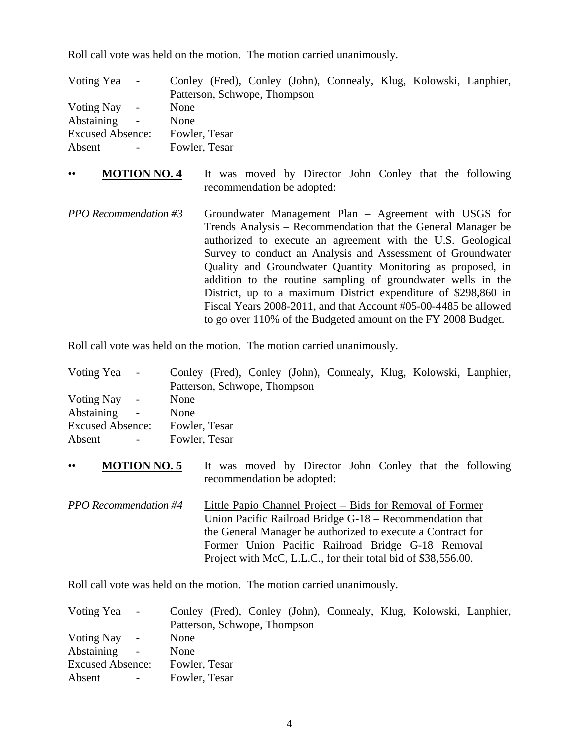Roll call vote was held on the motion. The motion carried unanimously.

| | |
|---|---|
| Voting Yea - | Conley (Fred), Conley (John), Connealy, Klug, Kolowski, Lanphier, Patterson, Schwope, Thompson |
| Voting Nay - | None |
| Abstaining - | None |
| Excused Absence: | Fowler, Tesar |
| Absent - | Fowler, Tesar |

•• **MOTION NO. 4** It was moved by Director John Conley that the following recommendation be adopted:

*PPO Recommendation #3* Groundwater Management Plan – Agreement with USGS for Trends Analysis – Recommendation that the General Manager be authorized to execute an agreement with the U.S. Geological Survey to conduct an Analysis and Assessment of Groundwater Quality and Groundwater Quantity Monitoring as proposed, in addition to the routine sampling of groundwater wells in the District, up to a maximum District expenditure of $298,860 in Fiscal Years 2008-2011, and that Account #05-00-4485 be allowed to go over 110% of the Budgeted amount on the FY 2008 Budget.

Roll call vote was held on the motion. The motion carried unanimously.

| | |
|---|---|
| Voting Yea - | Conley (Fred), Conley (John), Connealy, Klug, Kolowski, Lanphier, Patterson, Schwope, Thompson |
| Voting Nay - | None |
| Abstaining - | None |
| Excused Absence: | Fowler, Tesar |
| Absent - | Fowler, Tesar |

•• **MOTION NO. 5** It was moved by Director John Conley that the following recommendation be adopted:

*PPO Recommendation #4* Little Papio Channel Project – Bids for Removal of Former Union Pacific Railroad Bridge G-18 – Recommendation that the General Manager be authorized to execute a Contract for Former Union Pacific Railroad Bridge G-18 Removal Project with McC, L.L.C., for their total bid of $38,556.00.

Roll call vote was held on the motion. The motion carried unanimously.

| | |
|---|---|
| Voting Yea - | Conley (Fred), Conley (John), Connealy, Klug, Kolowski, Lanphier, Patterson, Schwope, Thompson |
| Voting Nay - | None |
| Abstaining - | None |
| Excused Absence: | Fowler, Tesar |
| Absent - | Fowler, Tesar |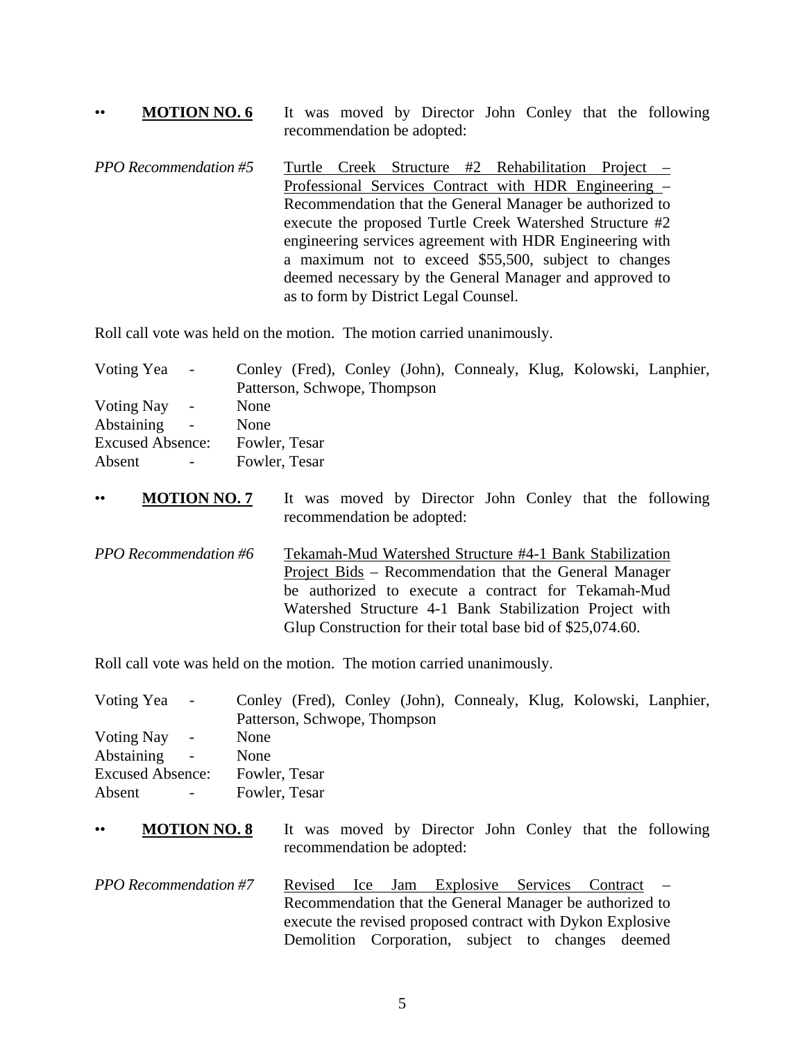•• **MOTION NO. 6** It was moved by Director John Conley that the following recommendation be adopted:

*PPO Recommendation #5* Turtle Creek Structure #2 Rehabilitation Project – Professional Services Contract with HDR Engineering – Recommendation that the General Manager be authorized to execute the proposed Turtle Creek Watershed Structure #2 engineering services agreement with HDR Engineering with a maximum not to exceed $55,500, subject to changes deemed necessary by the General Manager and approved to as to form by District Legal Counsel.

Roll call vote was held on the motion. The motion carried unanimously.

| | |
|---|---|
| Voting Yea - | Conley (Fred), Conley (John), Connealy, Klug, Kolowski, Lanphier, Patterson, Schwope, Thompson |
| Voting Nay - | None |
| Abstaining - | None |
| Excused Absence: | Fowler, Tesar |
| Absent - | Fowler, Tesar |

•• **MOTION NO. 7** It was moved by Director John Conley that the following recommendation be adopted:

*PPO Recommendation #6* Tekamah-Mud Watershed Structure #4-1 Bank Stabilization Project Bids – Recommendation that the General Manager be authorized to execute a contract for Tekamah-Mud Watershed Structure 4-1 Bank Stabilization Project with Glup Construction for their total base bid of $25,074.60.

Roll call vote was held on the motion. The motion carried unanimously.

| | |
|---|---|
| Voting Yea - | Conley (Fred), Conley (John), Connealy, Klug, Kolowski, Lanphier, Patterson, Schwope, Thompson |
| Voting Nay - | None |
| Abstaining - | None |
| Excused Absence: | Fowler, Tesar |
| Absent - | Fowler, Tesar |

•• **MOTION NO. 8** It was moved by Director John Conley that the following recommendation be adopted:

*PPO Recommendation #7* Revised Ice Jam Explosive Services Contract – Recommendation that the General Manager be authorized to execute the revised proposed contract with Dykon Explosive Demolition Corporation, subject to changes deemed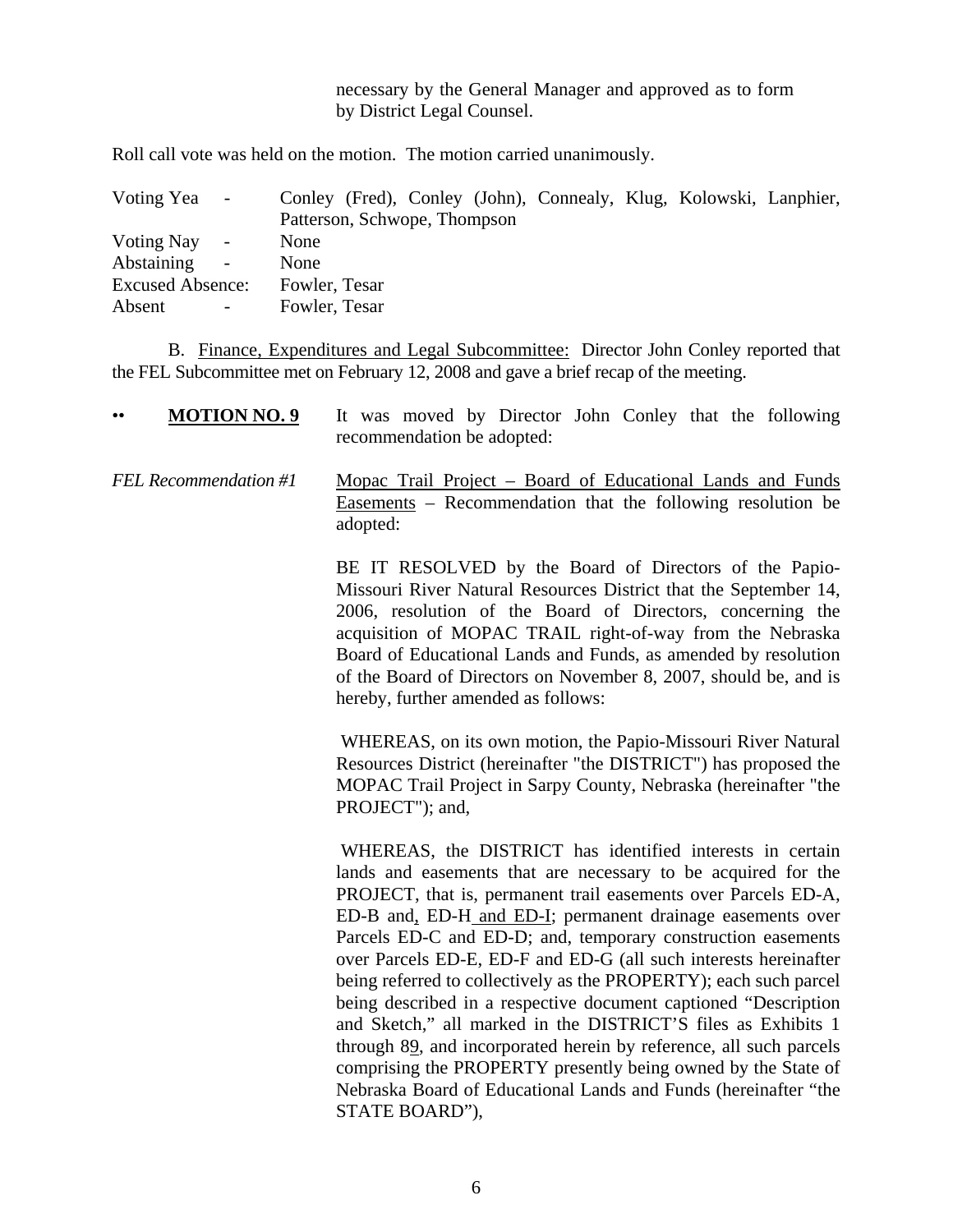necessary by the General Manager and approved as to form by District Legal Counsel.

Roll call vote was held on the motion. The motion carried unanimously.

| | |
|---|---|
| Voting Yea - | Conley (Fred), Conley (John), Connealy, Klug, Kolowski, Lanphier, Patterson, Schwope, Thompson |
| Voting Nay - | None |
| Abstaining - | None |
| Excused Absence: | Fowler, Tesar |
| Absent - | Fowler, Tesar |

B. Finance, Expenditures and Legal Subcommittee: Director John Conley reported that the FEL Subcommittee met on February 12, 2008 and gave a brief recap of the meeting.

•• **MOTION NO. 9** It was moved by Director John Conley that the following recommendation be adopted:

*FEL Recommendation #1* Mopac Trail Project – Board of Educational Lands and Funds Easements – Recommendation that the following resolution be adopted:

BE IT RESOLVED by the Board of Directors of the Papio-Missouri River Natural Resources District that the September 14, 2006, resolution of the Board of Directors, concerning the acquisition of MOPAC TRAIL right-of-way from the Nebraska Board of Educational Lands and Funds, as amended by resolution of the Board of Directors on November 8, 2007, should be, and is hereby, further amended as follows:

WHEREAS, on its own motion, the Papio-Missouri River Natural Resources District (hereinafter "the DISTRICT") has proposed the MOPAC Trail Project in Sarpy County, Nebraska (hereinafter "the PROJECT"); and,

WHEREAS, the DISTRICT has identified interests in certain lands and easements that are necessary to be acquired for the PROJECT, that is, permanent trail easements over Parcels ED-A, ED-B and, ED-H and ED-I; permanent drainage easements over Parcels ED-C and ED-D; and, temporary construction easements over Parcels ED-E, ED-F and ED-G (all such interests hereinafter being referred to collectively as the PROPERTY); each such parcel being described in a respective document captioned "Description and Sketch," all marked in the DISTRICT'S files as Exhibits 1 through 89, and incorporated herein by reference, all such parcels comprising the PROPERTY presently being owned by the State of Nebraska Board of Educational Lands and Funds (hereinafter "the STATE BOARD"),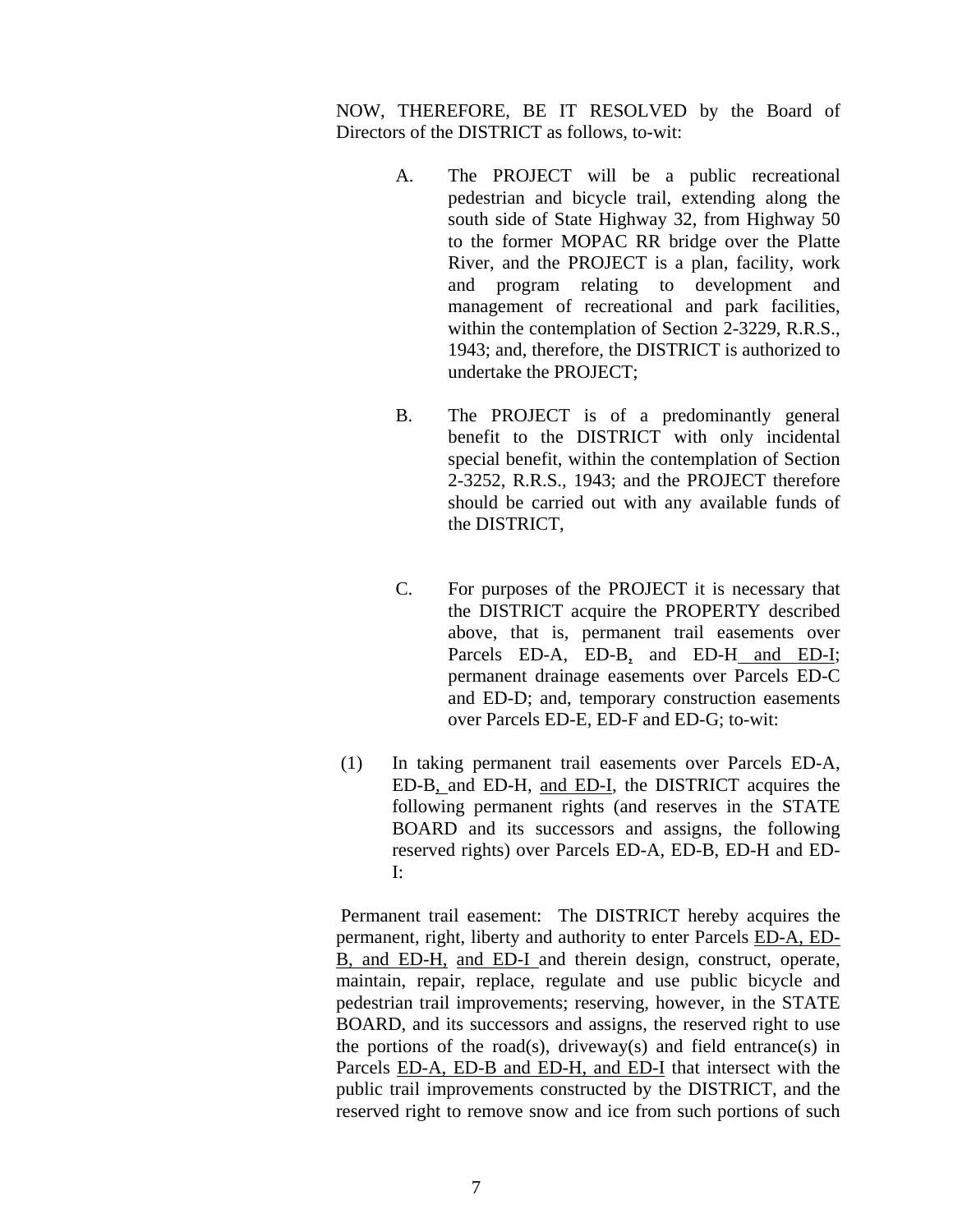NOW, THEREFORE, BE IT RESOLVED by the Board of Directors of the DISTRICT as follows, to-wit:

A. The PROJECT will be a public recreational pedestrian and bicycle trail, extending along the south side of State Highway 32, from Highway 50 to the former MOPAC RR bridge over the Platte River, and the PROJECT is a plan, facility, work and program relating to development and management of recreational and park facilities, within the contemplation of Section 2-3229, R.R.S., 1943; and, therefore, the DISTRICT is authorized to undertake the PROJECT;

B. The PROJECT is of a predominantly general benefit to the DISTRICT with only incidental special benefit, within the contemplation of Section 2-3252, R.R.S., 1943; and the PROJECT therefore should be carried out with any available funds of the DISTRICT,

C. For purposes of the PROJECT it is necessary that the DISTRICT acquire the PROPERTY described above, that is, permanent trail easements over Parcels ED-A, ED-B, and ED-H and ED-I; permanent drainage easements over Parcels ED-C and ED-D; and, temporary construction easements over Parcels ED-E, ED-F and ED-G; to-wit:

(1) In taking permanent trail easements over Parcels ED-A, ED-B, and ED-H, and ED-I, the DISTRICT acquires the following permanent rights (and reserves in the STATE BOARD and its successors and assigns, the following reserved rights) over Parcels ED-A, ED-B, ED-H and ED-I:

Permanent trail easement: The DISTRICT hereby acquires the permanent, right, liberty and authority to enter Parcels ED-A, ED-B, and ED-H, and ED-I and therein design, construct, operate, maintain, repair, replace, regulate and use public bicycle and pedestrian trail improvements; reserving, however, in the STATE BOARD, and its successors and assigns, the reserved right to use the portions of the road(s), driveway(s) and field entrance(s) in Parcels ED-A, ED-B and ED-H, and ED-I that intersect with the public trail improvements constructed by the DISTRICT, and the reserved right to remove snow and ice from such portions of such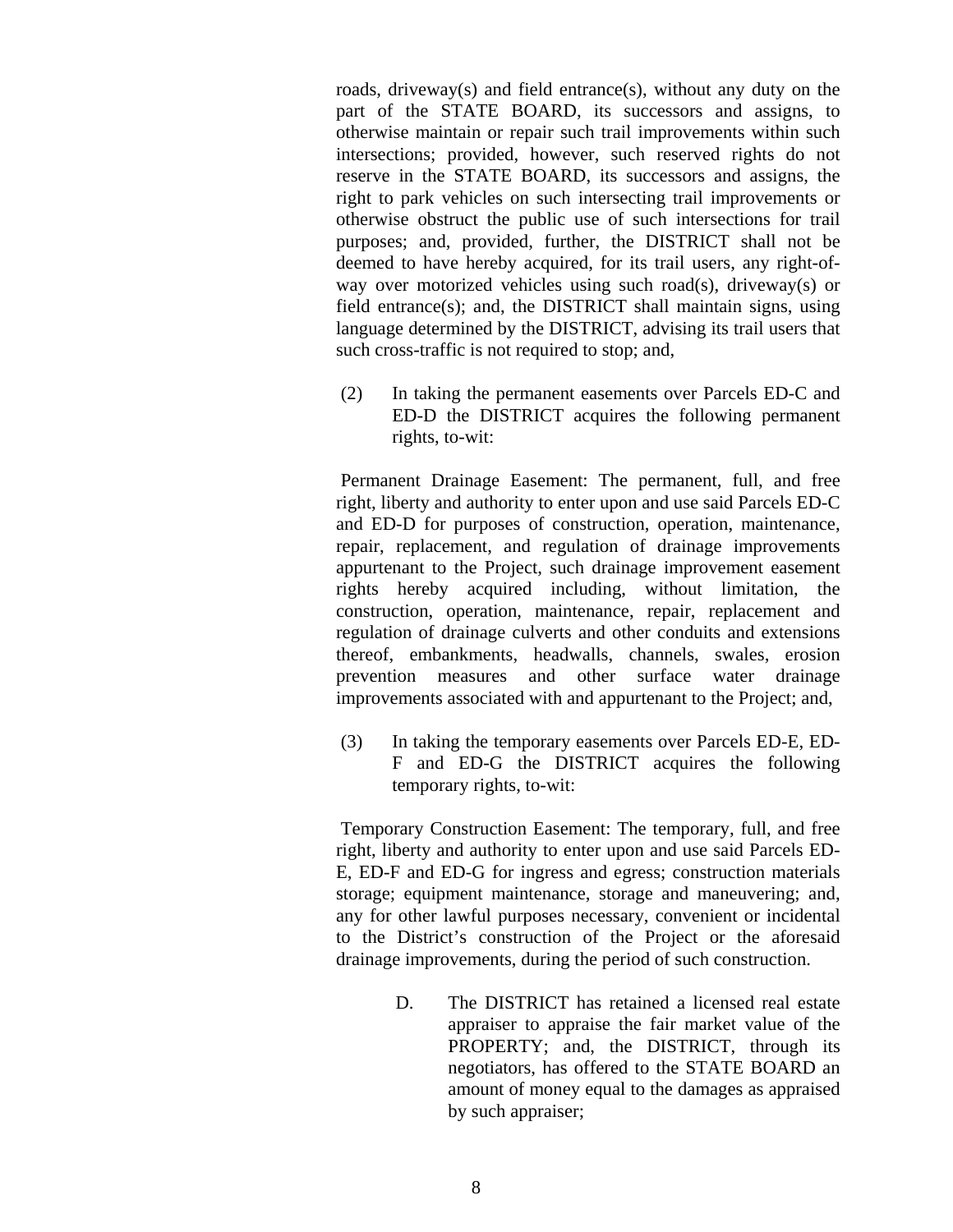roads, driveway(s) and field entrance(s), without any duty on the part of the STATE BOARD, its successors and assigns, to otherwise maintain or repair such trail improvements within such intersections; provided, however, such reserved rights do not reserve in the STATE BOARD, its successors and assigns, the right to park vehicles on such intersecting trail improvements or otherwise obstruct the public use of such intersections for trail purposes; and, provided, further, the DISTRICT shall not be deemed to have hereby acquired, for its trail users, any right-of-way over motorized vehicles using such road(s), driveway(s) or field entrance(s); and, the DISTRICT shall maintain signs, using language determined by the DISTRICT, advising its trail users that such cross-traffic is not required to stop; and,

(2) In taking the permanent easements over Parcels ED-C and ED-D the DISTRICT acquires the following permanent rights, to-wit:

Permanent Drainage Easement: The permanent, full, and free right, liberty and authority to enter upon and use said Parcels ED-C and ED-D for purposes of construction, operation, maintenance, repair, replacement, and regulation of drainage improvements appurtenant to the Project, such drainage improvement easement rights hereby acquired including, without limitation, the construction, operation, maintenance, repair, replacement and regulation of drainage culverts and other conduits and extensions thereof, embankments, headwalls, channels, swales, erosion prevention measures and other surface water drainage improvements associated with and appurtenant to the Project; and,

(3) In taking the temporary easements over Parcels ED-E, ED-F and ED-G the DISTRICT acquires the following temporary rights, to-wit:

Temporary Construction Easement: The temporary, full, and free right, liberty and authority to enter upon and use said Parcels ED-E, ED-F and ED-G for ingress and egress; construction materials storage; equipment maintenance, storage and maneuvering; and, any for other lawful purposes necessary, convenient or incidental to the District's construction of the Project or the aforesaid drainage improvements, during the period of such construction.

D. The DISTRICT has retained a licensed real estate appraiser to appraise the fair market value of the PROPERTY; and, the DISTRICT, through its negotiators, has offered to the STATE BOARD an amount of money equal to the damages as appraised by such appraiser;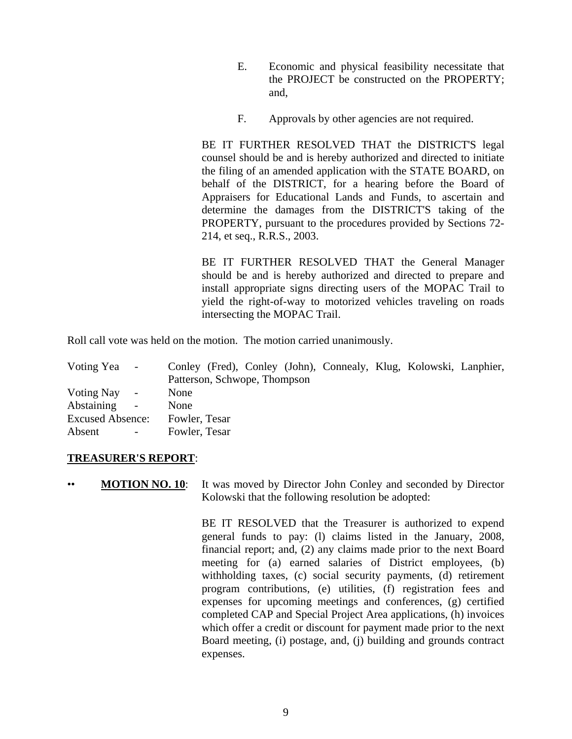E. Economic and physical feasibility necessitate that the PROJECT be constructed on the PROPERTY; and,

F. Approvals by other agencies are not required.

BE IT FURTHER RESOLVED THAT the DISTRICT'S legal counsel should be and is hereby authorized and directed to initiate the filing of an amended application with the STATE BOARD, on behalf of the DISTRICT, for a hearing before the Board of Appraisers for Educational Lands and Funds, to ascertain and determine the damages from the DISTRICT'S taking of the PROPERTY, pursuant to the procedures provided by Sections 72-214, et seq., R.R.S., 2003.

BE IT FURTHER RESOLVED THAT the General Manager should be and is hereby authorized and directed to prepare and install appropriate signs directing users of the MOPAC Trail to yield the right-of-way to motorized vehicles traveling on roads intersecting the MOPAC Trail.

Roll call vote was held on the motion. The motion carried unanimously.

| | |
|---|---|
| Voting Yea - | Conley (Fred), Conley (John), Connealy, Klug, Kolowski, Lanphier, Patterson, Schwope, Thompson |
| Voting Nay - | None |
| Abstaining - | None |
| Excused Absence: | Fowler, Tesar |
| Absent - | Fowler, Tesar |

**TREASURER'S REPORT**:

•• **MOTION NO. 10**: It was moved by Director John Conley and seconded by Director Kolowski that the following resolution be adopted:

BE IT RESOLVED that the Treasurer is authorized to expend general funds to pay: (l) claims listed in the January, 2008, financial report; and, (2) any claims made prior to the next Board meeting for (a) earned salaries of District employees, (b) withholding taxes, (c) social security payments, (d) retirement program contributions, (e) utilities, (f) registration fees and expenses for upcoming meetings and conferences, (g) certified completed CAP and Special Project Area applications, (h) invoices which offer a credit or discount for payment made prior to the next Board meeting, (i) postage, and, (j) building and grounds contract expenses.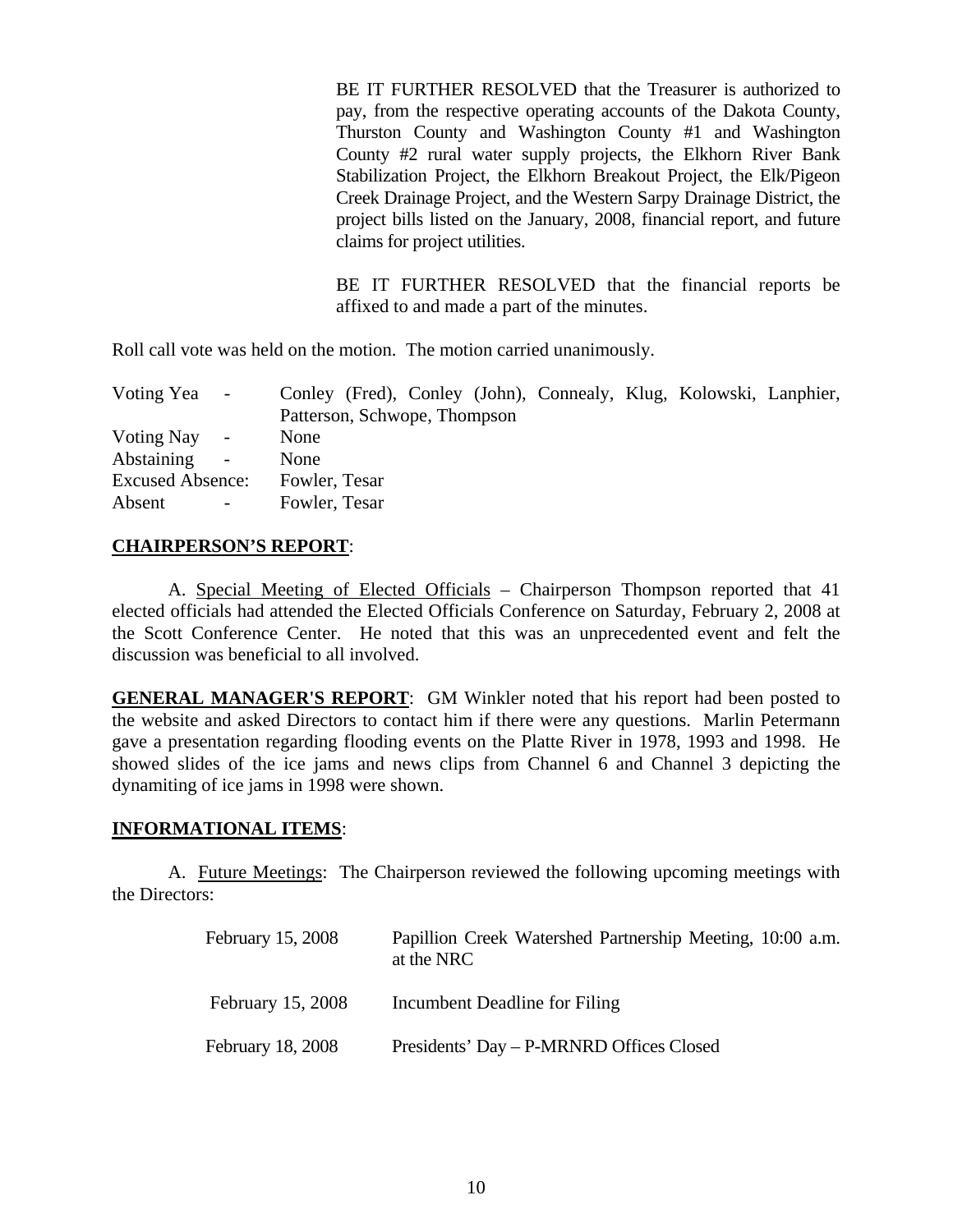BE IT FURTHER RESOLVED that the Treasurer is authorized to pay, from the respective operating accounts of the Dakota County, Thurston County and Washington County #1 and Washington County #2 rural water supply projects, the Elkhorn River Bank Stabilization Project, the Elkhorn Breakout Project, the Elk/Pigeon Creek Drainage Project, and the Western Sarpy Drainage District, the project bills listed on the January, 2008, financial report, and future claims for project utilities.

BE IT FURTHER RESOLVED that the financial reports be affixed to and made a part of the minutes.

Roll call vote was held on the motion. The motion carried unanimously.

| | |
|---|---|
| Voting Yea - | Conley (Fred), Conley (John), Connealy, Klug, Kolowski, Lanphier, Patterson, Schwope, Thompson |
| Voting Nay - | None |
| Abstaining - | None |
| Excused Absence: | Fowler, Tesar |
| Absent - | Fowler, Tesar |

**CHAIRPERSON'S REPORT**:

A. Special Meeting of Elected Officials – Chairperson Thompson reported that 41 elected officials had attended the Elected Officials Conference on Saturday, February 2, 2008 at the Scott Conference Center. He noted that this was an unprecedented event and felt the discussion was beneficial to all involved.

**GENERAL MANAGER'S REPORT**: GM Winkler noted that his report had been posted to the website and asked Directors to contact him if there were any questions. Marlin Petermann gave a presentation regarding flooding events on the Platte River in 1978, 1993 and 1998. He showed slides of the ice jams and news clips from Channel 6 and Channel 3 depicting the dynamiting of ice jams in 1998 were shown.

**INFORMATIONAL ITEMS**:

A. Future Meetings: The Chairperson reviewed the following upcoming meetings with the Directors:

| | |
|---|---|
| February 15, 2008 | Papillion Creek Watershed Partnership Meeting, 10:00 a.m. at the NRC |
| February 15, 2008 | Incumbent Deadline for Filing |
| February 18, 2008 | Presidents' Day – P-MRNRD Offices Closed |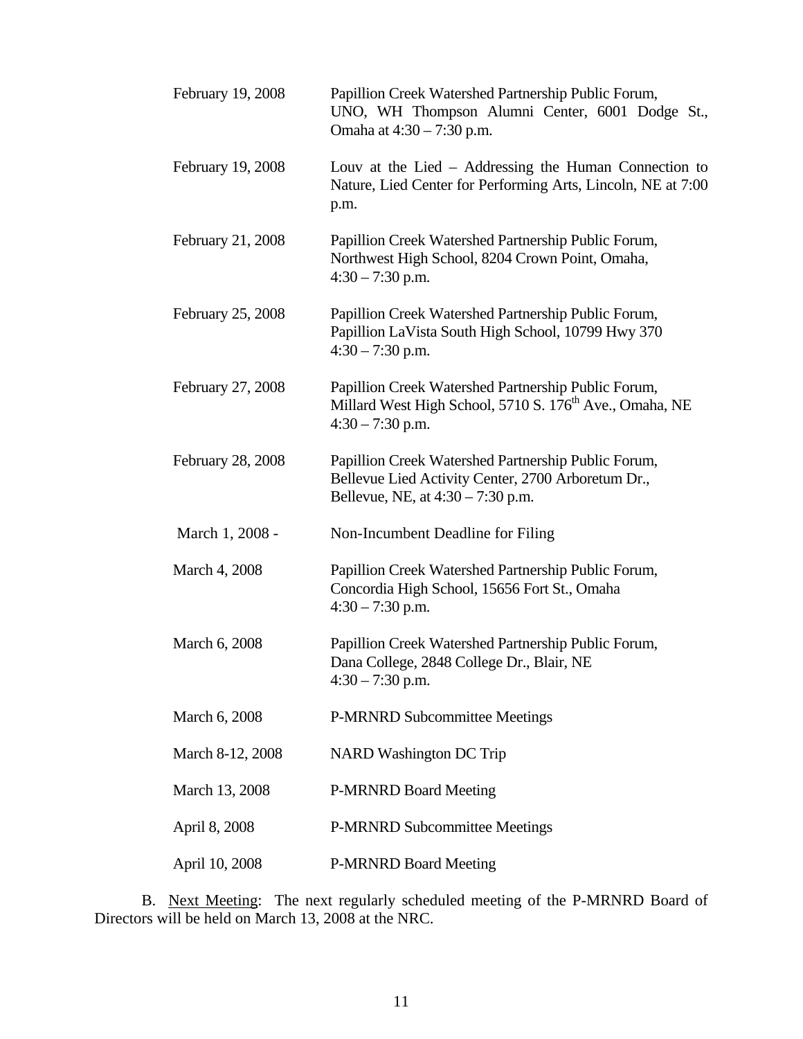| | |
|---|---|
| February 19, 2008 | Papillion Creek Watershed Partnership Public Forum, UNO, WH Thompson Alumni Center, 6001 Dodge St., Omaha at 4:30 – 7:30 p.m. |
| February 19, 2008 | Louv at the Lied – Addressing the Human Connection to Nature, Lied Center for Performing Arts, Lincoln, NE at 7:00 p.m. |
| February 21, 2008 | Papillion Creek Watershed Partnership Public Forum, Northwest High School, 8204 Crown Point, Omaha, 4:30 – 7:30 p.m. |
| February 25, 2008 | Papillion Creek Watershed Partnership Public Forum, Papillion LaVista South High School, 10799 Hwy 370 4:30 – 7:30 p.m. |
| February 27, 2008 | Papillion Creek Watershed Partnership Public Forum, Millard West High School, 5710 S. 176th Ave., Omaha, NE 4:30 – 7:30 p.m. |
| February 28, 2008 | Papillion Creek Watershed Partnership Public Forum, Bellevue Lied Activity Center, 2700 Arboretum Dr., Bellevue, NE, at 4:30 – 7:30 p.m. |
| March 1, 2008 - | Non-Incumbent Deadline for Filing |
| March 4, 2008 | Papillion Creek Watershed Partnership Public Forum, Concordia High School, 15656 Fort St., Omaha 4:30 – 7:30 p.m. |
| March 6, 2008 | Papillion Creek Watershed Partnership Public Forum, Dana College, 2848 College Dr., Blair, NE 4:30 – 7:30 p.m. |
| March 6, 2008 | P-MRNRD Subcommittee Meetings |
| March 8-12, 2008 | NARD Washington DC Trip |
| March 13, 2008 | P-MRNRD Board Meeting |
| April 8, 2008 | P-MRNRD Subcommittee Meetings |
| April 10, 2008 | P-MRNRD Board Meeting |

B. Next Meeting: The next regularly scheduled meeting of the P-MRNRD Board of Directors will be held on March 13, 2008 at the NRC.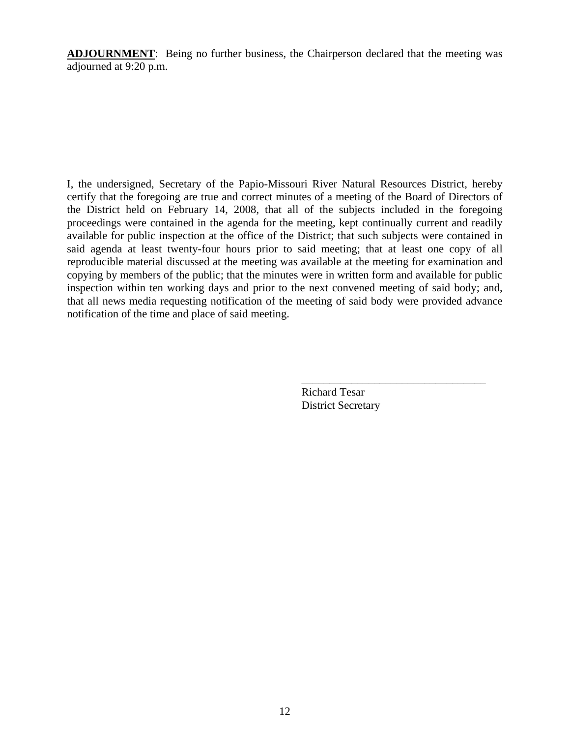**ADJOURNMENT**: Being no further business, the Chairperson declared that the meeting was adjourned at 9:20 p.m.

I, the undersigned, Secretary of the Papio-Missouri River Natural Resources District, hereby certify that the foregoing are true and correct minutes of a meeting of the Board of Directors of the District held on February 14, 2008, that all of the subjects included in the foregoing proceedings were contained in the agenda for the meeting, kept continually current and readily available for public inspection at the office of the District; that such subjects were contained in said agenda at least twenty-four hours prior to said meeting; that at least one copy of all reproducible material discussed at the meeting was available at the meeting for examination and copying by members of the public; that the minutes were in written form and available for public inspection within ten working days and prior to the next convened meeting of said body; and, that all news media requesting notification of the meeting of said body were provided advance notification of the time and place of said meeting.

\_\_\_\_\_\_\_\_\_\_\_\_\_\_\_\_\_\_\_\_\_\_\_\_\_\_\_\_\_\_\_\_\_\_

Richard Tesar
District Secretary